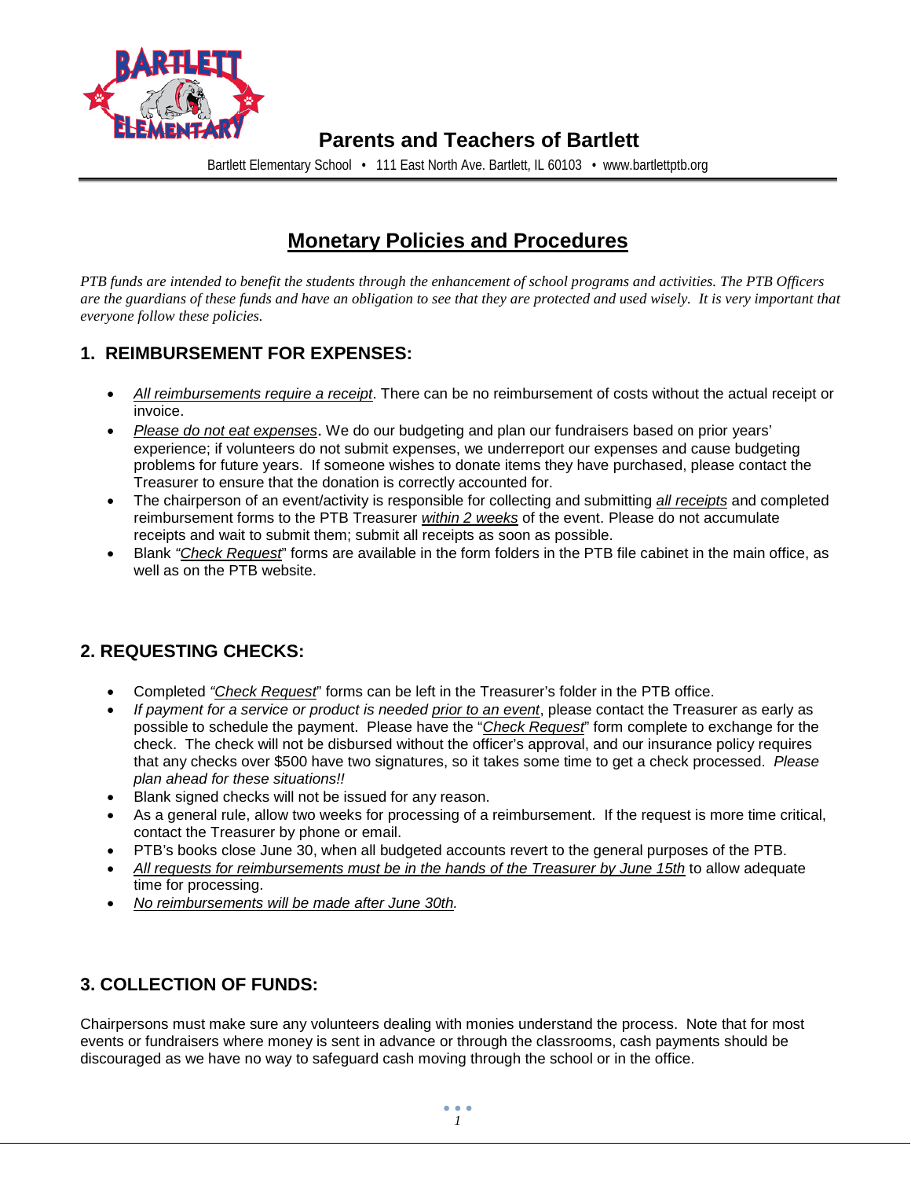**Parents and Teachers of Bartlett**

Bartlett Elementary School • 111 East North Ave. Bartlett, IL 60103 • www.bartlettptb.org

# Monetary Policies and Procedures

*PTB funds are intended to benefit the students through the enhancement of school programs and activities. The PTB Officers are the guardians of these funds and have an obligation to see that they are protected and used wisely. It is very important that everyone follow these policies.*

## 1. REIMBURSEMENT FOR EXPENSES:

- *All reimbursements require a receipt*. There can be no reimbursement of costs without the actual receipt or invoice.
- *Please do not eat expenses*. We do our budgeting and plan our fundraisers based on prior years' experience; if volunteers do not submit expenses, we underreport our expenses and cause budgeting problems for future years. If someone wishes to donate items they have purchased, please contact the Treasurer to ensure that the donation is correctly accounted for.
- The chairperson of an event/activity is responsible for collecting and submitting *all receipts* and completed reimbursement forms to the PTB Treasurer *within 2 weeks* of the event. Please do not accumulate receipts and wait to submit them; submit all receipts as soon as possible.
- Blank *"Check Request"* forms are available in the form folders in the PTB file cabinet in the main office, as well as on the PTB website.

## 2. REQUESTING CHECKS:

- Completed *"Check Request"* forms can be left in the Treasurer's folder in the PTB office.
- *If payment for a service or product is needed prior to an event*, please contact the Treasurer as early as possible to schedule the payment. Please have the "*Check Request*" form complete to exchange for the check. The check will not be disbursed without the officer's approval, and our insurance policy requires that any checks over $500 have two signatures, so it takes some time to get a check processed. *Please plan ahead for these situations!!*
- Blank signed checks will not be issued for any reason.
- As a general rule, allow two weeks for processing of a reimbursement. If the request is more time critical, contact the Treasurer by phone or email.
- PTB's books close June 30, when all budgeted accounts revert to the general purposes of the PTB.
- *All requests for reimbursements must be in the hands of the Treasurer by June 15th* to allow adequate time for processing.
- *No reimbursements will be made after June 30th.*

## 3. COLLECTION OF FUNDS:

Chairpersons must make sure any volunteers dealing with monies understand the process. Note that for most events or fundraisers where money is sent in advance or through the classrooms, cash payments should be discouraged as we have no way to safeguard cash moving through the school or in the office.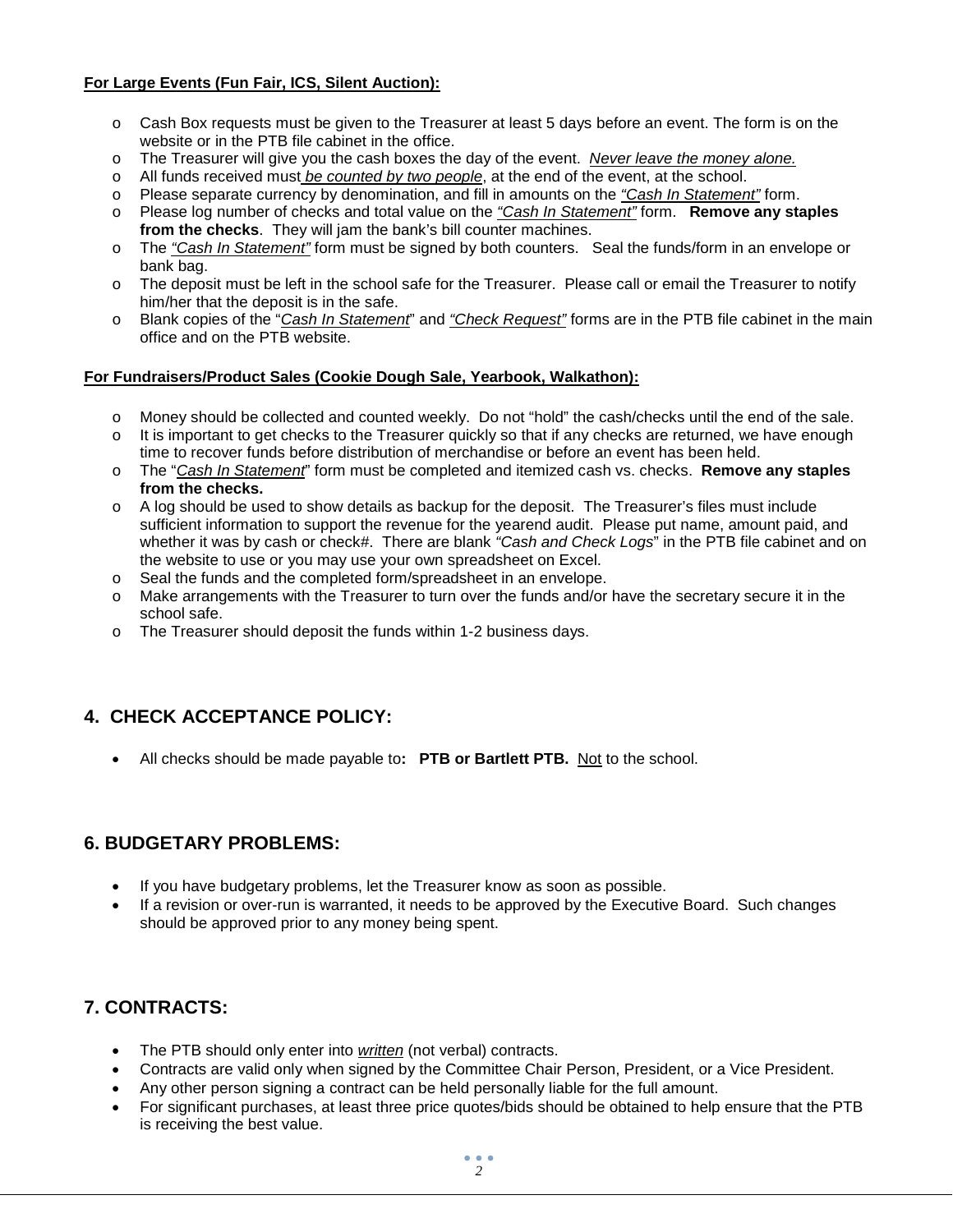**For Large Events (Fun Fair, ICS, Silent Auction):**

- Cash Box requests must be given to the Treasurer at least 5 days before an event. The form is on the website or in the PTB file cabinet in the office.
- The Treasurer will give you the cash boxes the day of the event. *Never leave the money alone.*
- All funds received must *be counted by two people*, at the end of the event, at the school.
- Please separate currency by denomination, and fill in amounts on the *"Cash In Statement"* form.
- Please log number of checks and total value on the *"Cash In Statement"* form. **Remove any staples from the checks**. They will jam the bank's bill counter machines.
- The *"Cash In Statement"* form must be signed by both counters. Seal the funds/form in an envelope or bank bag.
- The deposit must be left in the school safe for the Treasurer. Please call or email the Treasurer to notify him/her that the deposit is in the safe.
- Blank copies of the "*Cash In Statement*" and *"Check Request"* forms are in the PTB file cabinet in the main office and on the PTB website.

**For Fundraisers/Product Sales (Cookie Dough Sale, Yearbook, Walkathon):**

- Money should be collected and counted weekly. Do not "hold" the cash/checks until the end of the sale.
- It is important to get checks to the Treasurer quickly so that if any checks are returned, we have enough time to recover funds before distribution of merchandise or before an event has been held.
- The "*Cash In Statement*" form must be completed and itemized cash vs. checks. **Remove any staples from the checks.**
- A log should be used to show details as backup for the deposit. The Treasurer's files must include sufficient information to support the revenue for the yearend audit. Please put name, amount paid, and whether it was by cash or check#. There are blank *"Cash and Check Logs*" in the PTB file cabinet and on the website to use or you may use your own spreadsheet on Excel.
- Seal the funds and the completed form/spreadsheet in an envelope.
- Make arrangements with the Treasurer to turn over the funds and/or have the secretary secure it in the school safe.
- The Treasurer should deposit the funds within 1-2 business days.

## 4. CHECK ACCEPTANCE POLICY:

- All checks should be made payable to**: PTB or Bartlett PTB.** Not to the school.

## 6. BUDGETARY PROBLEMS:

- If you have budgetary problems, let the Treasurer know as soon as possible.
- If a revision or over-run is warranted, it needs to be approved by the Executive Board. Such changes should be approved prior to any money being spent.

## 7. CONTRACTS:

- The PTB should only enter into *written* (not verbal) contracts.
- Contracts are valid only when signed by the Committee Chair Person, President, or a Vice President.
- Any other person signing a contract can be held personally liable for the full amount.
- For significant purchases, at least three price quotes/bids should be obtained to help ensure that the PTB is receiving the best value.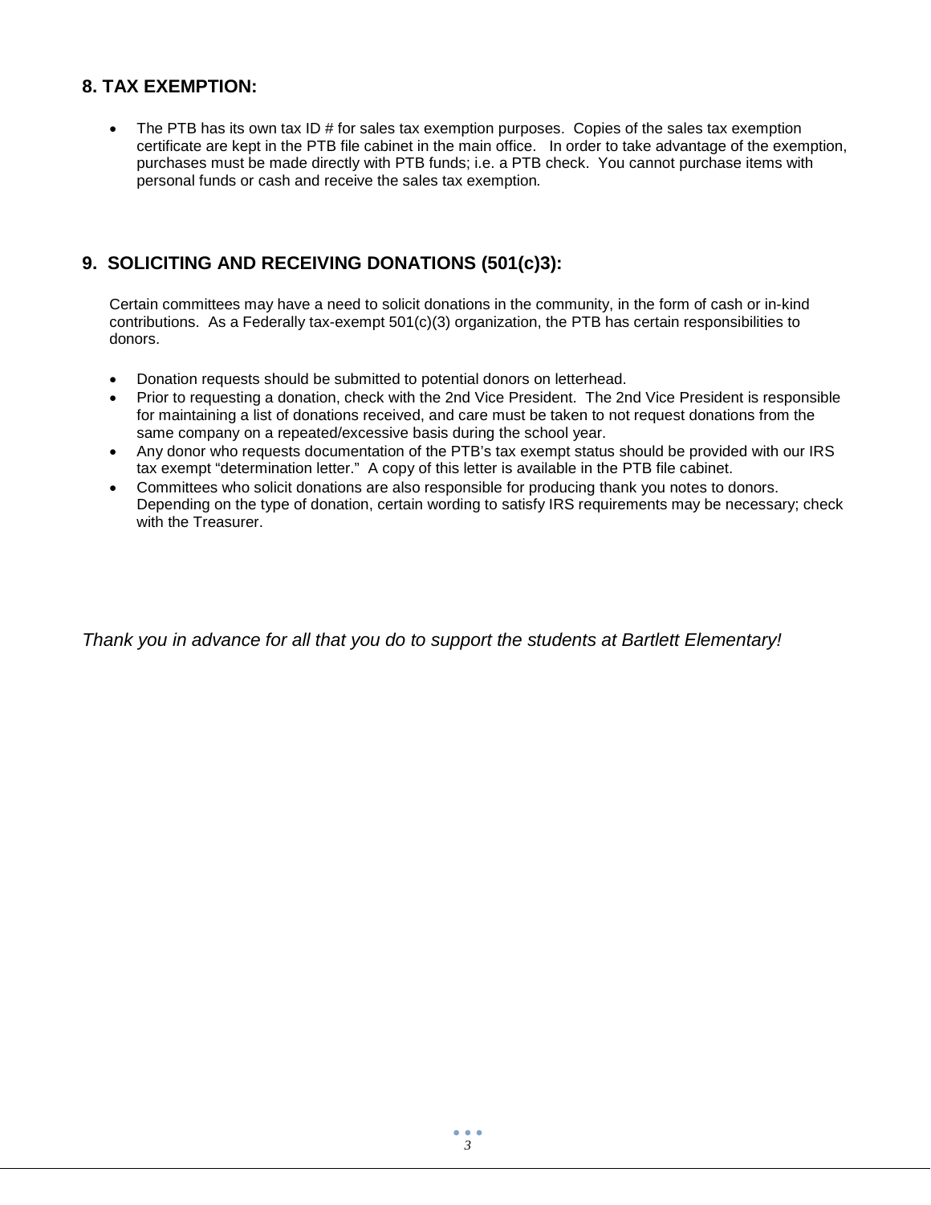## 8. TAX EXEMPTION:

- The PTB has its own tax ID # for sales tax exemption purposes. Copies of the sales tax exemption certificate are kept in the PTB file cabinet in the main office. In order to take advantage of the exemption, purchases must be made directly with PTB funds; i.e. a PTB check. You cannot purchase items with personal funds or cash and receive the sales tax exemption.

## 9. SOLICITING AND RECEIVING DONATIONS (501(c)3):

Certain committees may have a need to solicit donations in the community, in the form of cash or in-kind contributions. As a Federally tax-exempt 501(c)(3) organization, the PTB has certain responsibilities to donors.

- Donation requests should be submitted to potential donors on letterhead.
- Prior to requesting a donation, check with the 2nd Vice President. The 2nd Vice President is responsible for maintaining a list of donations received, and care must be taken to not request donations from the same company on a repeated/excessive basis during the school year.
- Any donor who requests documentation of the PTB's tax exempt status should be provided with our IRS tax exempt "determination letter." A copy of this letter is available in the PTB file cabinet.
- Committees who solicit donations are also responsible for producing thank you notes to donors. Depending on the type of donation, certain wording to satisfy IRS requirements may be necessary; check with the Treasurer.

*Thank you in advance for all that you do to support the students at Bartlett Elementary!*